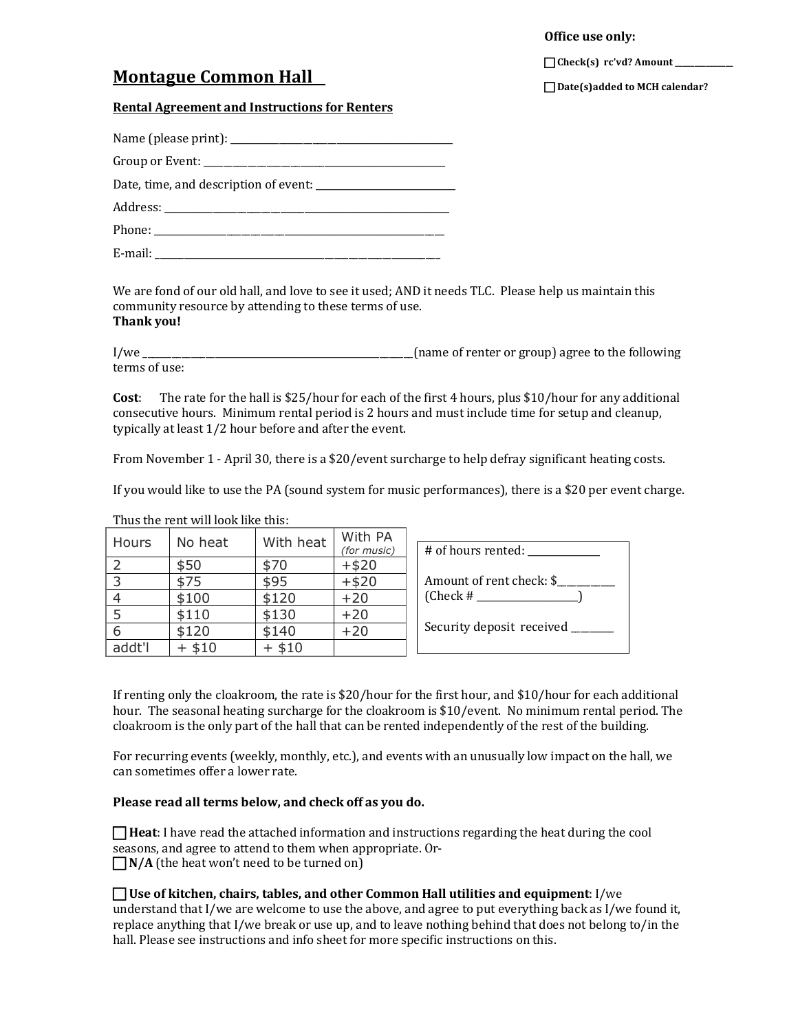**Office use only:**

☐ **Check(s) rc'vd? Amount \_\_\_\_\_\_\_\_\_\_\_\_\_\_\_**

☐ **Date(s)added to MCH calendar?**

# Montague Common Hall

## Rental Agreement and Instructions for Renters

Name (please print): \_\_\_\_\_\_\_\_\_\_\_\_\_\_\_\_\_\_\_\_\_\_\_\_\_\_\_\_\_\_\_\_\_\_\_\_\_\_\_\_\_\_

Group or Event: \_\_\_\_\_\_\_\_\_\_\_\_\_\_\_\_\_\_\_\_\_\_\_\_\_\_\_\_\_\_\_\_\_\_\_\_\_\_\_\_\_\_\_\_\_\_

Date, time, and description of event: \_\_\_\_\_\_\_\_\_\_\_\_\_\_\_\_\_\_\_\_\_\_\_\_\_\_\_

Address: \_\_\_\_\_\_\_\_\_\_\_\_\_\_\_\_\_\_\_\_\_\_\_\_\_\_\_\_\_\_\_\_\_\_\_\_\_\_\_\_\_\_\_\_\_\_\_\_\_\_\_\_\_

Phone: \_\_\_\_\_\_\_\_\_\_\_\_\_\_\_\_\_\_\_\_\_\_\_\_\_\_\_\_\_\_\_\_\_\_\_\_\_\_\_\_\_\_\_\_\_\_\_\_\_\_\_\_\_\_

E-mail: \_\_\_\_\_\_\_\_\_\_\_\_\_\_\_\_\_\_\_\_\_\_\_\_\_\_\_\_\_\_\_\_\_\_\_\_\_\_\_\_\_\_\_\_\_\_\_\_\_\_\_\_\_

We are fond of our old hall, and love to see it used; AND it needs TLC. Please help us maintain this community resource by attending to these terms of use.
**Thank you!**

I/we \_\_\_\_\_\_\_\_\_\_\_\_\_\_\_\_\_\_\_\_\_\_\_\_\_\_\_\_\_\_\_\_\_\_\_\_\_\_\_\_\_\_\_\_\_\_\_\_\_\_\_\_(name of renter or group) agree to the following terms of use:

**Cost**: The rate for the hall is $25/hour for each of the first 4 hours, plus $10/hour for any additional consecutive hours. Minimum rental period is 2 hours and must include time for setup and cleanup, typically at least 1/2 hour before and after the event.

From November 1 - April 30, there is a $20/event surcharge to help defray significant heating costs.

If you would like to use the PA (sound system for music performances), there is a $20 per event charge.

Thus the rent will look like this:

| Hours | No heat | With heat | With PA *(for music)* |
|---|---|---|---|
| 2 | $50 | $70 | +$20 |
| 3 | $75 | $95 | +$20 |
| 4 | $100 | $120 | +20 |
| 5 | $110 | $130 | +20 |
| 6 | $120 | $140 | +20 |
| addt'l | + $10 | + $10 | |

# of hours rented: \_\_\_\_\_\_\_\_\_\_\_\_\_\_

Amount of rent check: $\_\_\_\_\_\_\_\_\_\_\_
(Check # \_\_\_\_\_\_\_\_\_\_\_\_\_\_\_\_\_\_\_)

Security deposit received \_\_\_\_\_\_\_\_

If renting only the cloakroom, the rate is $20/hour for the first hour, and $10/hour for each additional hour. The seasonal heating surcharge for the cloakroom is $10/event. No minimum rental period. The cloakroom is the only part of the hall that can be rented independently of the rest of the building.

For recurring events (weekly, monthly, etc.), and events with an unusually low impact on the hall, we can sometimes offer a lower rate.

**Please read all terms below, and check off as you do.**

☐ **Heat**: I have read the attached information and instructions regarding the heat during the cool seasons, and agree to attend to them when appropriate. Or-
☐ **N/A** (the heat won't need to be turned on)

☐ **Use of kitchen, chairs, tables, and other Common Hall utilities and equipment**: I/we understand that I/we are welcome to use the above, and agree to put everything back as I/we found it, replace anything that I/we break or use up, and to leave nothing behind that does not belong to/in the hall. Please see instructions and info sheet for more specific instructions on this.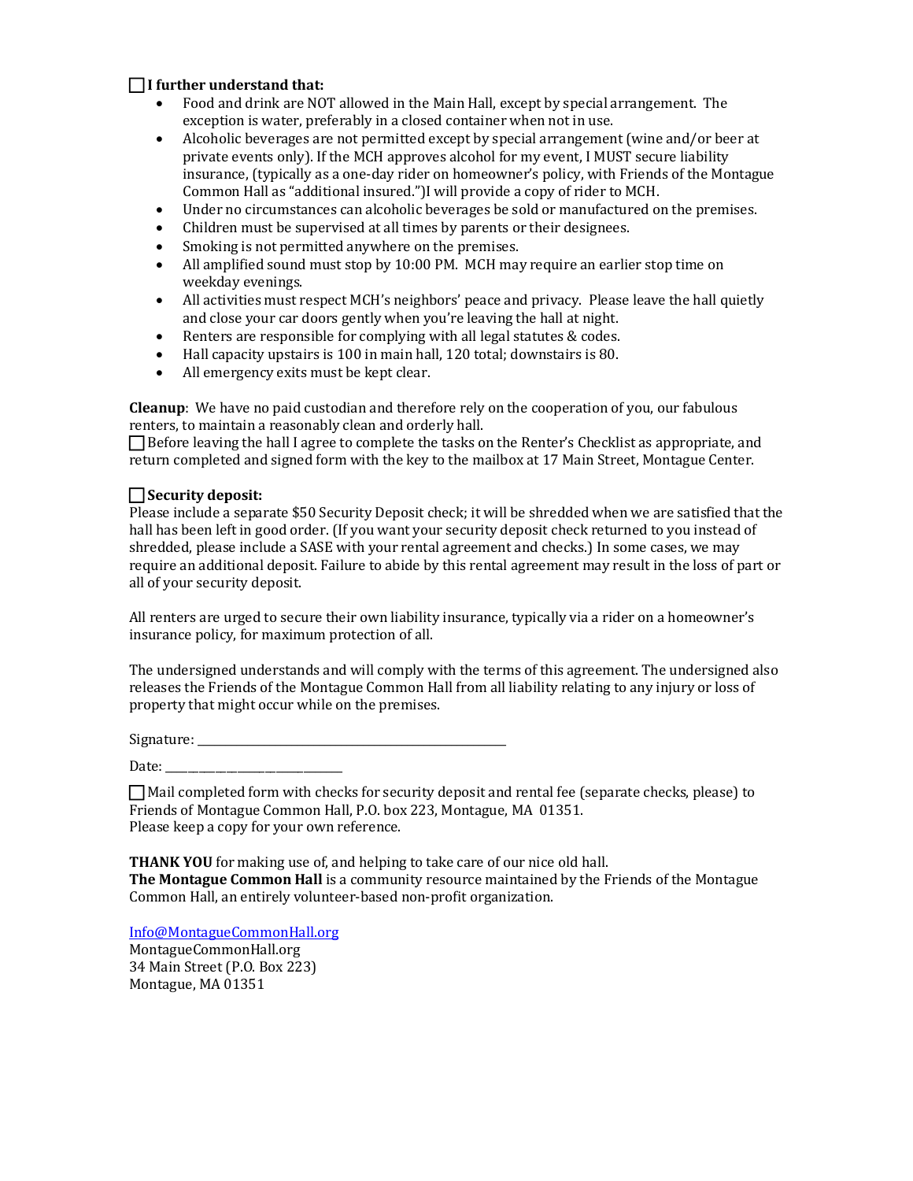☐ **I further understand that:**

- Food and drink are NOT allowed in the Main Hall, except by special arrangement. The exception is water, preferably in a closed container when not in use.
- Alcoholic beverages are not permitted except by special arrangement (wine and/or beer at private events only). If the MCH approves alcohol for my event, I MUST secure liability insurance, (typically as a one-day rider on homeowner's policy, with Friends of the Montague Common Hall as "additional insured.")I will provide a copy of rider to MCH.
- Under no circumstances can alcoholic beverages be sold or manufactured on the premises.
- Children must be supervised at all times by parents or their designees.
- Smoking is not permitted anywhere on the premises.
- All amplified sound must stop by 10:00 PM. MCH may require an earlier stop time on weekday evenings.
- All activities must respect MCH's neighbors' peace and privacy. Please leave the hall quietly and close your car doors gently when you're leaving the hall at night.
- Renters are responsible for complying with all legal statutes & codes.
- Hall capacity upstairs is 100 in main hall, 120 total; downstairs is 80.
- All emergency exits must be kept clear.

**Cleanup**: We have no paid custodian and therefore rely on the cooperation of you, our fabulous renters, to maintain a reasonably clean and orderly hall.
☐ Before leaving the hall I agree to complete the tasks on the Renter's Checklist as appropriate, and return completed and signed form with the key to the mailbox at 17 Main Street, Montague Center.

☐ **Security deposit:**
Please include a separate $50 Security Deposit check; it will be shredded when we are satisfied that the hall has been left in good order. (If you want your security deposit check returned to you instead of shredded, please include a SASE with your rental agreement and checks.) In some cases, we may require an additional deposit. Failure to abide by this rental agreement may result in the loss of part or all of your security deposit.

All renters are urged to secure their own liability insurance, typically via a rider on a homeowner's insurance policy, for maximum protection of all.

The undersigned understands and will comply with the terms of this agreement. The undersigned also releases the Friends of the Montague Common Hall from all liability relating to any injury or loss of property that might occur while on the premises.

Signature: ______________________________________

Date: ______________________

☐ Mail completed form with checks for security deposit and rental fee (separate checks, please) to Friends of Montague Common Hall, P.O. box 223, Montague, MA 01351.
Please keep a copy for your own reference.

**THANK YOU** for making use of, and helping to take care of our nice old hall.
**The Montague Common Hall** is a community resource maintained by the Friends of the Montague Common Hall, an entirely volunteer-based non-profit organization.

Info@MontagueCommonHall.org
MontagueCommonHall.org
34 Main Street (P.O. Box 223)
Montague, MA 01351